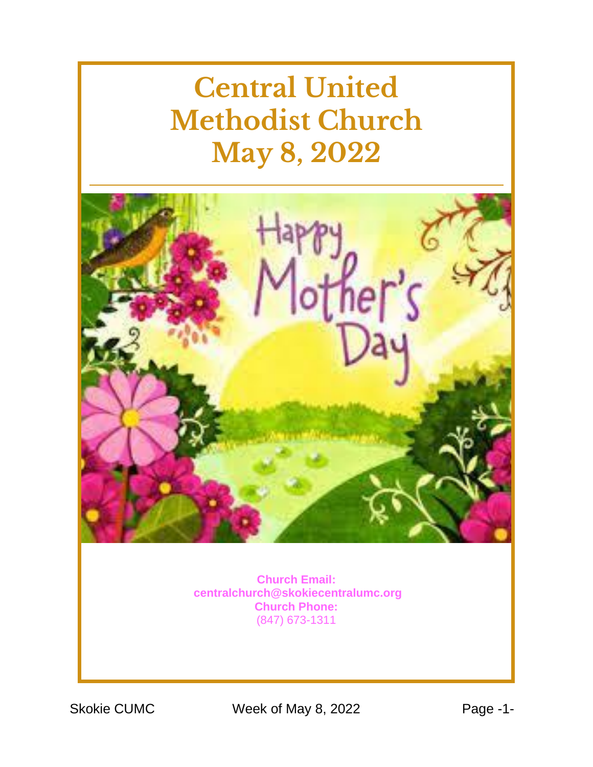# Central United Methodist Church May 8, 2022

**Church Email:**
**centralchurch@skokiecentralumc.org**
**Church Phone:**
(847) 673-1311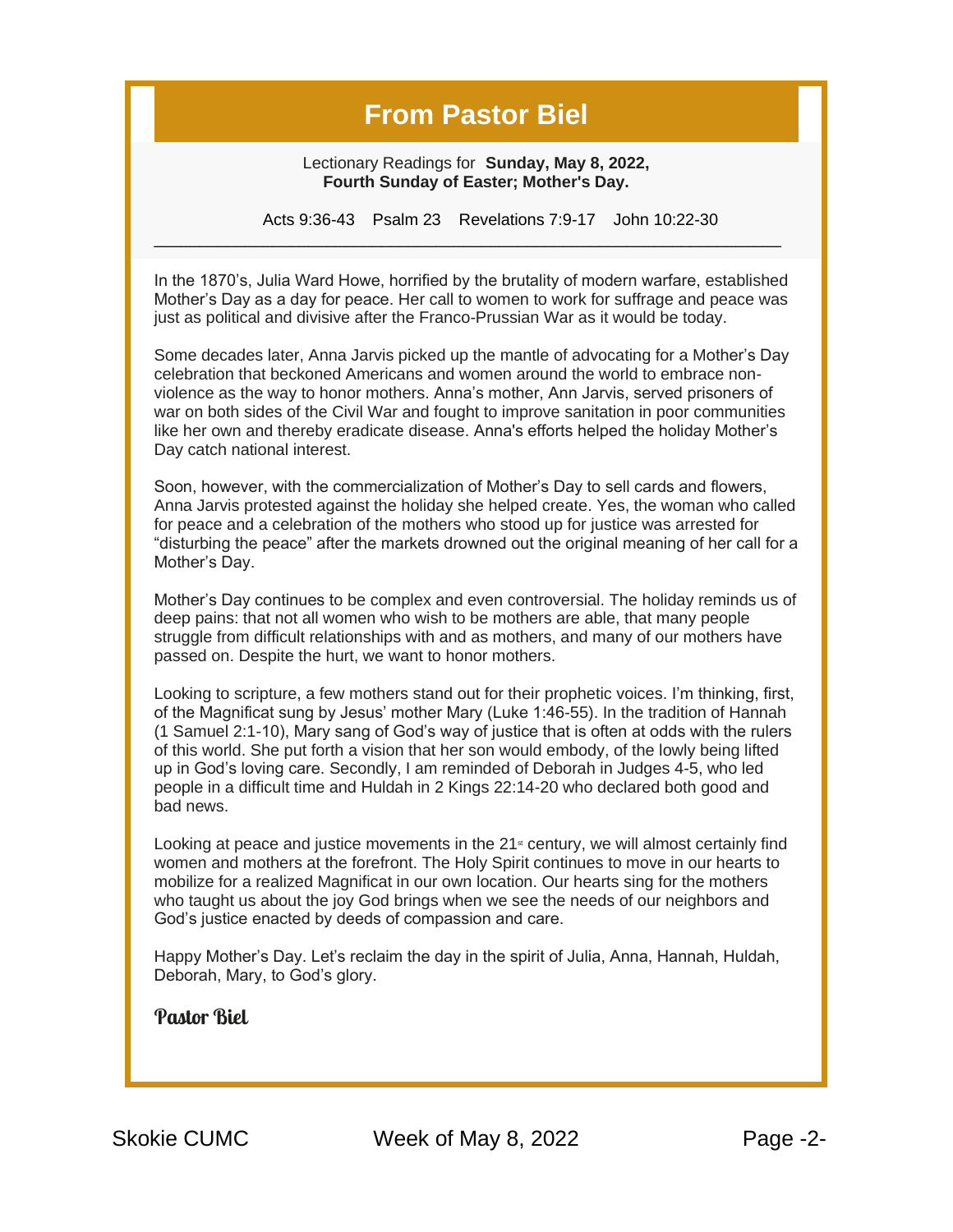# From Pastor Biel

Lectionary Readings for **Sunday, May 8, 2022, Fourth Sunday of Easter; Mother's Day.**

Acts 9:36-43    Psalm 23    Revelations 7:9-17    John 10:22-30

---

In the 1870's, Julia Ward Howe, horrified by the brutality of modern warfare, established Mother's Day as a day for peace. Her call to women to work for suffrage and peace was just as political and divisive after the Franco-Prussian War as it would be today.

Some decades later, Anna Jarvis picked up the mantle of advocating for a Mother's Day celebration that beckoned Americans and women around the world to embrace non-violence as the way to honor mothers. Anna's mother, Ann Jarvis, served prisoners of war on both sides of the Civil War and fought to improve sanitation in poor communities like her own and thereby eradicate disease. Anna's efforts helped the holiday Mother's Day catch national interest.

Soon, however, with the commercialization of Mother's Day to sell cards and flowers, Anna Jarvis protested against the holiday she helped create. Yes, the woman who called for peace and a celebration of the mothers who stood up for justice was arrested for "disturbing the peace" after the markets drowned out the original meaning of her call for a Mother's Day.

Mother's Day continues to be complex and even controversial. The holiday reminds us of deep pains: that not all women who wish to be mothers are able, that many people struggle from difficult relationships with and as mothers, and many of our mothers have passed on. Despite the hurt, we want to honor mothers.

Looking to scripture, a few mothers stand out for their prophetic voices. I'm thinking, first, of the Magnificat sung by Jesus' mother Mary (Luke 1:46-55). In the tradition of Hannah (1 Samuel 2:1-10), Mary sang of God's way of justice that is often at odds with the rulers of this world. She put forth a vision that her son would embody, of the lowly being lifted up in God's loving care. Secondly, I am reminded of Deborah in Judges 4-5, who led people in a difficult time and Huldah in 2 Kings 22:14-20 who declared both good and bad news.

Looking at peace and justice movements in the 21st century, we will almost certainly find women and mothers at the forefront. The Holy Spirit continues to move in our hearts to mobilize for a realized Magnificat in our own location. Our hearts sing for the mothers who taught us about the joy God brings when we see the needs of our neighbors and God's justice enacted by deeds of compassion and care.

Happy Mother's Day. Let's reclaim the day in the spirit of Julia, Anna, Hannah, Huldah, Deborah, Mary, to God's glory.

*Pastor Biel*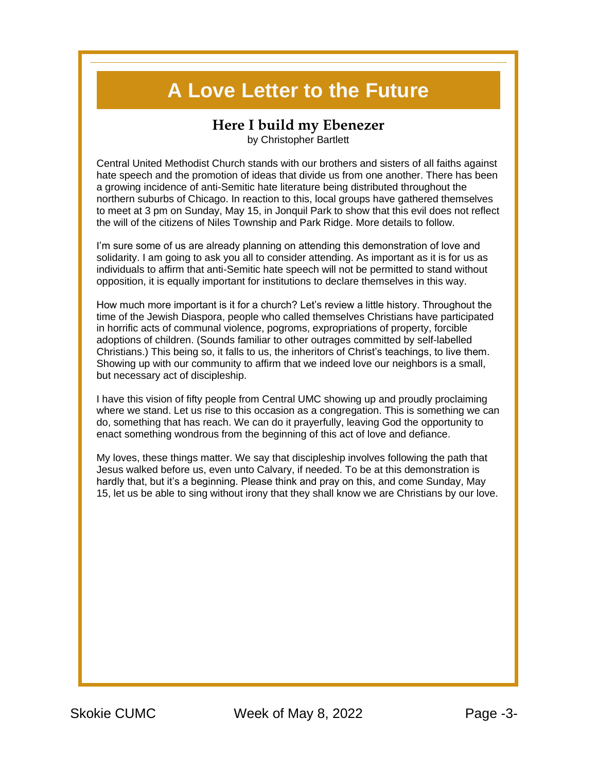# A Love Letter to the Future

## Here I build my Ebenezer

by Christopher Bartlett

Central United Methodist Church stands with our brothers and sisters of all faiths against hate speech and the promotion of ideas that divide us from one another. There has been a growing incidence of anti-Semitic hate literature being distributed throughout the northern suburbs of Chicago. In reaction to this, local groups have gathered themselves to meet at 3 pm on Sunday, May 15, in Jonquil Park to show that this evil does not reflect the will of the citizens of Niles Township and Park Ridge. More details to follow.

I'm sure some of us are already planning on attending this demonstration of love and solidarity. I am going to ask you all to consider attending. As important as it is for us as individuals to affirm that anti-Semitic hate speech will not be permitted to stand without opposition, it is equally important for institutions to declare themselves in this way.

How much more important is it for a church? Let's review a little history. Throughout the time of the Jewish Diaspora, people who called themselves Christians have participated in horrific acts of communal violence, pogroms, expropriations of property, forcible adoptions of children. (Sounds familiar to other outrages committed by self-labelled Christians.) This being so, it falls to us, the inheritors of Christ's teachings, to live them. Showing up with our community to affirm that we indeed love our neighbors is a small, but necessary act of discipleship.

I have this vision of fifty people from Central UMC showing up and proudly proclaiming where we stand. Let us rise to this occasion as a congregation. This is something we can do, something that has reach. We can do it prayerfully, leaving God the opportunity to enact something wondrous from the beginning of this act of love and defiance.

My loves, these things matter. We say that discipleship involves following the path that Jesus walked before us, even unto Calvary, if needed. To be at this demonstration is hardly that, but it's a beginning. Please think and pray on this, and come Sunday, May 15, let us be able to sing without irony that they shall know we are Christians by our love.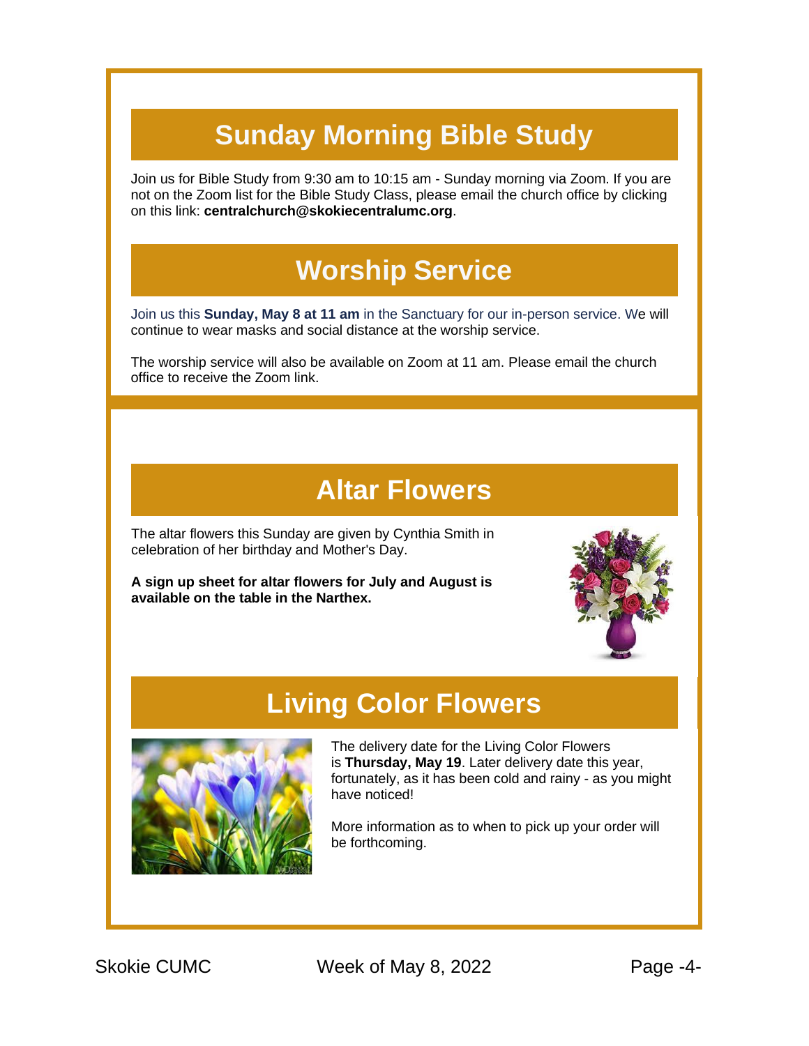## Sunday Morning Bible Study

Join us for Bible Study from 9:30 am to 10:15 am - Sunday morning via Zoom. If you are not on the Zoom list for the Bible Study Class, please email the church office by clicking on this link: **centralchurch@skokiecentralumc.org**.

## Worship Service

Join us this **Sunday, May 8 at 11 am** in the Sanctuary for our in-person service. We will continue to wear masks and social distance at the worship service.

The worship service will also be available on Zoom at 11 am. Please email the church office to receive the Zoom link.

## Altar Flowers

The altar flowers this Sunday are given by Cynthia Smith in celebration of her birthday and Mother's Day.

**A sign up sheet for altar flowers for July and August is available on the table in the Narthex.**

## Living Color Flowers

The delivery date for the Living Color Flowers is **Thursday, May 19**. Later delivery date this year, fortunately, as it has been cold and rainy - as you might have noticed!

More information as to when to pick up your order will be forthcoming.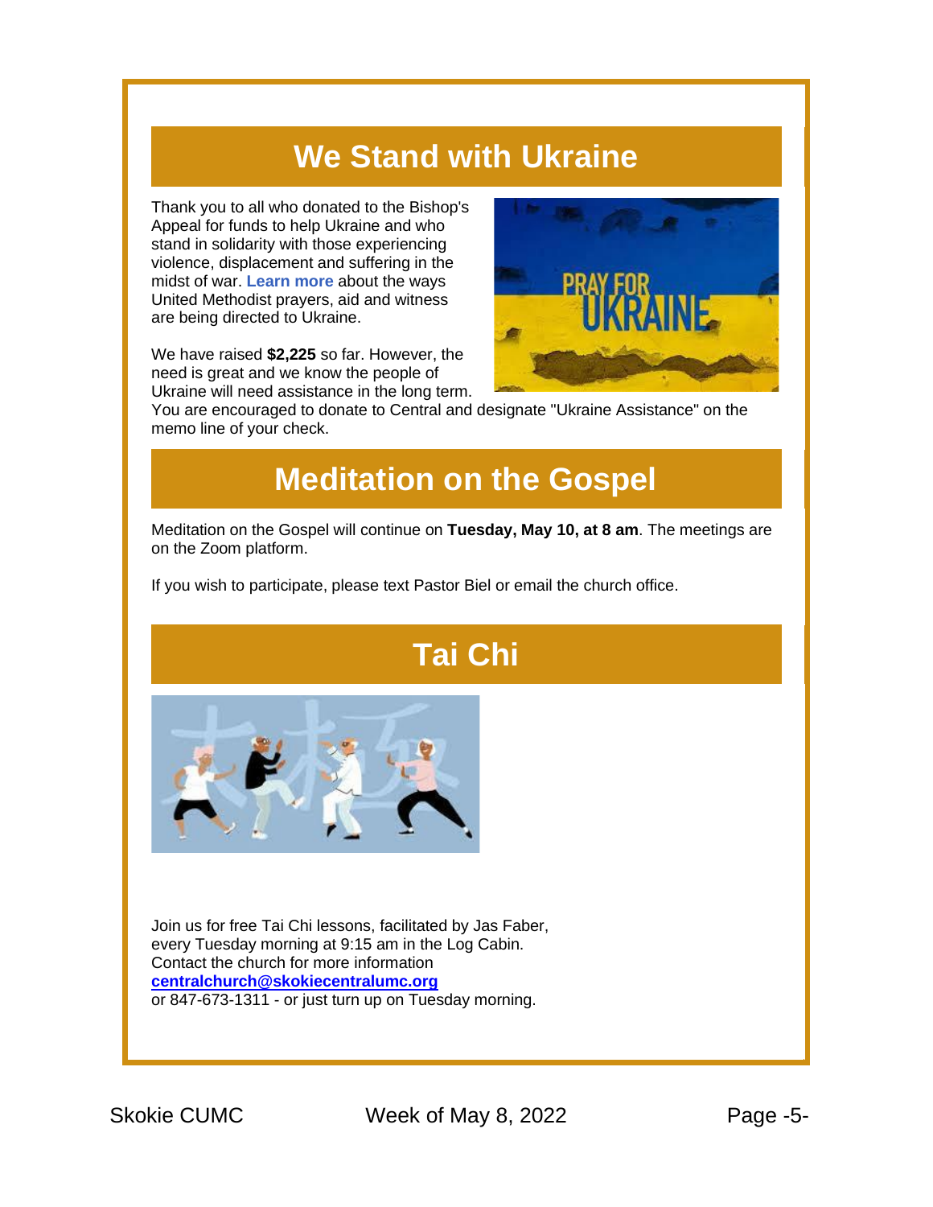## We Stand with Ukraine

Thank you to all who donated to the Bishop's Appeal for funds to help Ukraine and who stand in solidarity with those experiencing violence, displacement and suffering in the midst of war. **Learn more** about the ways United Methodist prayers, aid and witness are being directed to Ukraine.

We have raised **$2,225** so far. However, the need is great and we know the people of Ukraine will need assistance in the long term. You are encouraged to donate to Central and designate "Ukraine Assistance" on the memo line of your check.

## Meditation on the Gospel

Meditation on the Gospel will continue on **Tuesday, May 10, at 8 am**. The meetings are on the Zoom platform.

If you wish to participate, please text Pastor Biel or email the church office.

## Tai Chi

Join us for free Tai Chi lessons, facilitated by Jas Faber, every Tuesday morning at 9:15 am in the Log Cabin. Contact the church for more information
**centralchurch@skokiecentralumc.org**
or 847-673-1311 - or just turn up on Tuesday morning.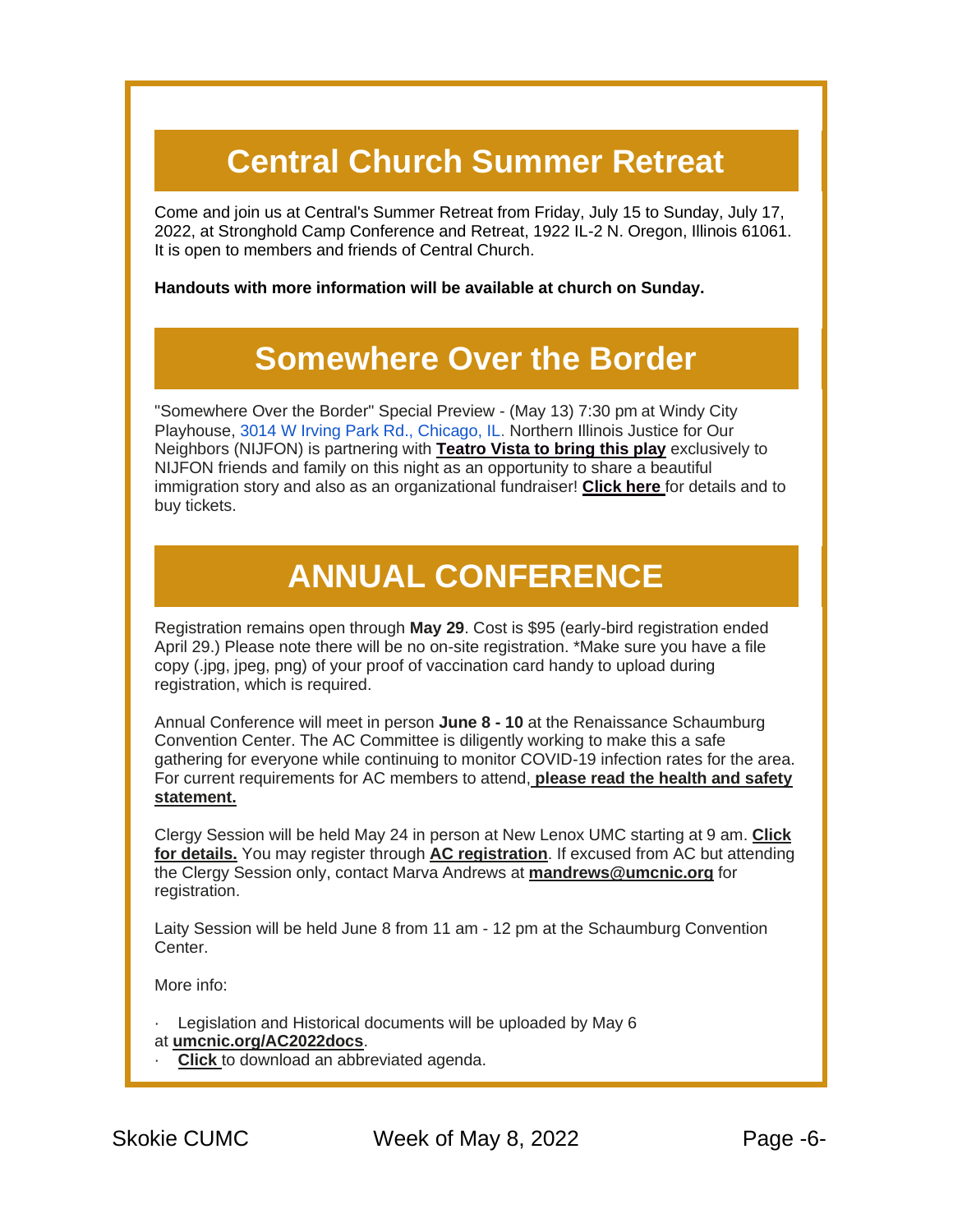## Central Church Summer Retreat

Come and join us at Central's Summer Retreat from Friday, July 15 to Sunday, July 17, 2022, at Stronghold Camp Conference and Retreat, 1922 IL-2 N. Oregon, Illinois 61061. It is open to members and friends of Central Church.

**Handouts with more information will be available at church on Sunday.**

## Somewhere Over the Border

"Somewhere Over the Border" Special Preview - (May 13) 7:30 pm at Windy City Playhouse, 3014 W Irving Park Rd., Chicago, IL. Northern Illinois Justice for Our Neighbors (NIJFON) is partnering with **Teatro Vista to bring this play** exclusively to NIJFON friends and family on this night as an opportunity to share a beautiful immigration story and also as an organizational fundraiser! **Click here** for details and to buy tickets.

## ANNUAL CONFERENCE

Registration remains open through **May 29**. Cost is $95 (early-bird registration ended April 29.) Please note there will be no on-site registration. *Make sure you have a file copy (.jpg, jpeg, png) of your proof of vaccination card handy to upload during registration, which is required.

Annual Conference will meet in person **June 8 - 10** at the Renaissance Schaumburg Convention Center. The AC Committee is diligently working to make this a safe gathering for everyone while continuing to monitor COVID-19 infection rates for the area. For current requirements for AC members to attend, **please read the health and safety statement.**

Clergy Session will be held May 24 in person at New Lenox UMC starting at 9 am. **Click for details.** You may register through **AC registration**. If excused from AC but attending the Clergy Session only, contact Marva Andrews at **mandrews@umcnic.org** for registration.

Laity Session will be held June 8 from 11 am - 12 pm at the Schaumburg Convention Center.

More info:

- Legislation and Historical documents will be uploaded by May 6 at **umcnic.org/AC2022docs**.
- **Click** to download an abbreviated agenda.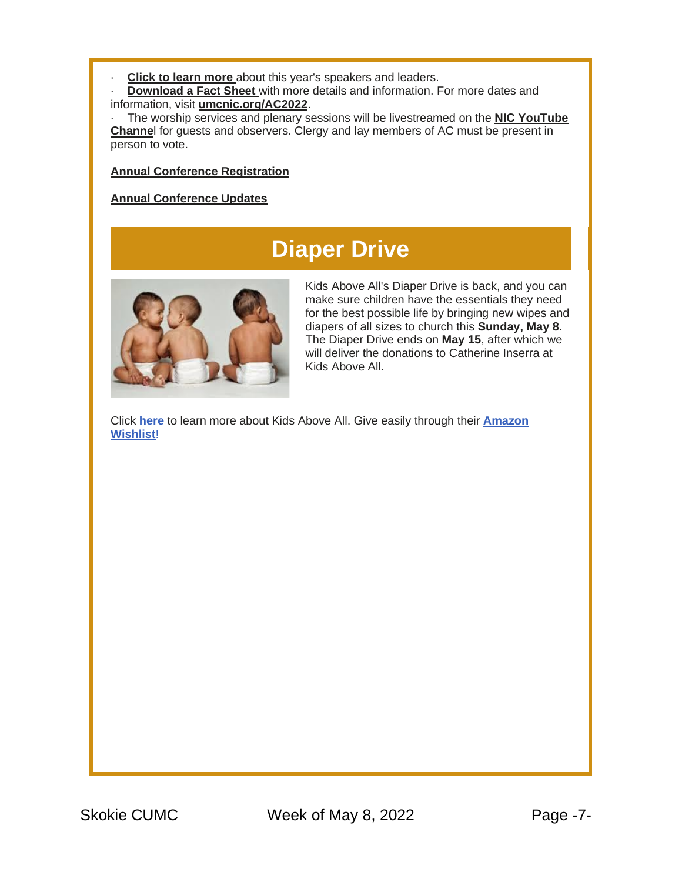- **Click to learn more** about this year's speakers and leaders.
- **Download a Fact Sheet** with more details and information. For more dates and information, visit **umcnic.org/AC2022**.
- The worship services and plenary sessions will be livestreamed on the **NIC YouTube Channel** for guests and observers. Clergy and lay members of AC must be present in person to vote.

**Annual Conference Registration**

**Annual Conference Updates**

## Diaper Drive

Kids Above All's Diaper Drive is back, and you can make sure children have the essentials they need for the best possible life by bringing new wipes and diapers of all sizes to church this **Sunday, May 8**. The Diaper Drive ends on **May 15**, after which we will deliver the donations to Catherine Inserra at Kids Above All.

Click **here** to learn more about Kids Above All. Give easily through their **Amazon Wishlist**!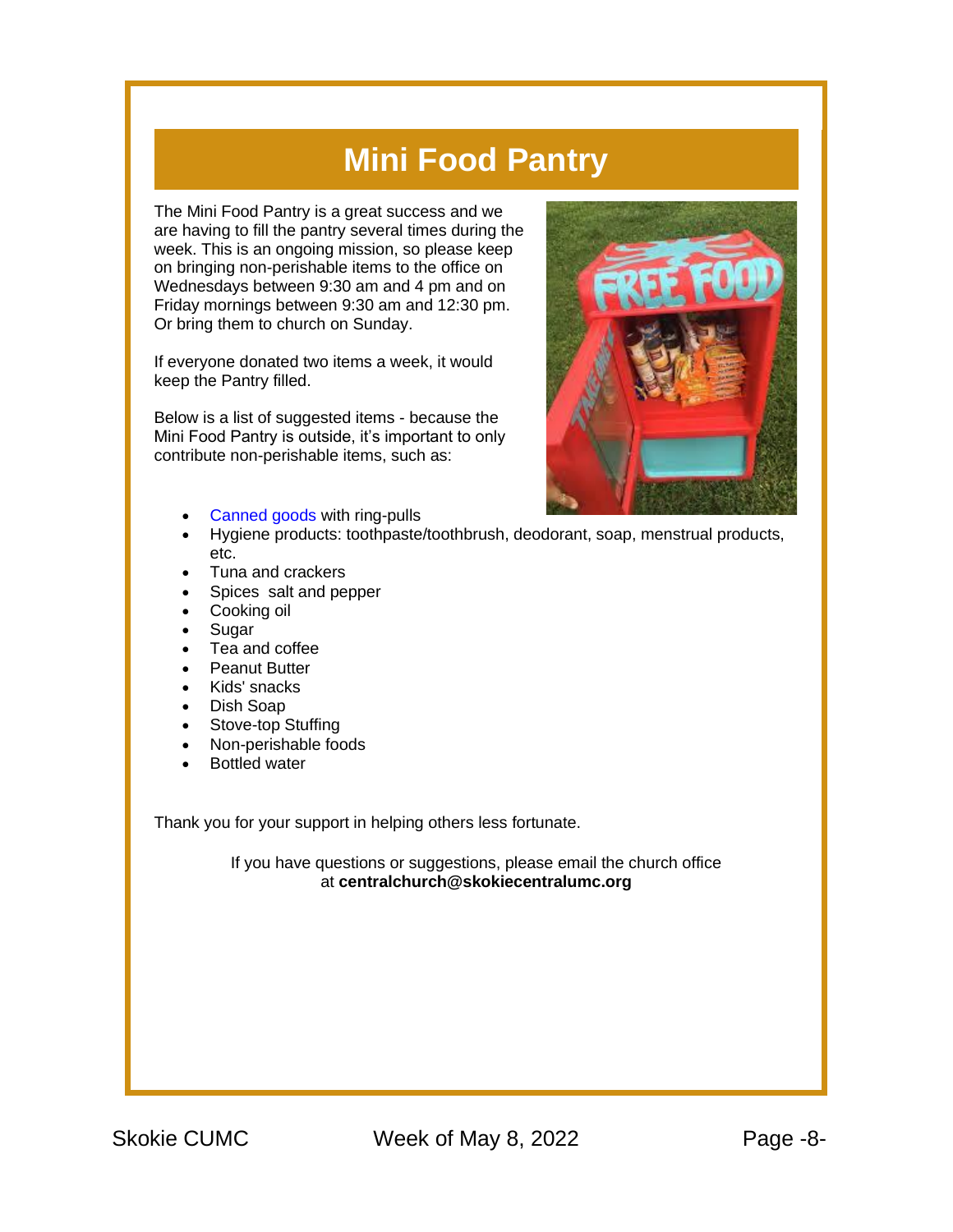# Mini Food Pantry

The Mini Food Pantry is a great success and we are having to fill the pantry several times during the week. This is an ongoing mission, so please keep on bringing non-perishable items to the office on Wednesdays between 9:30 am and 4 pm and on Friday mornings between 9:30 am and 12:30 pm. Or bring them to church on Sunday.

If everyone donated two items a week, it would keep the Pantry filled.

Below is a list of suggested items - because the Mini Food Pantry is outside, it's important to only contribute non-perishable items, such as:

- Canned goods with ring-pulls
- Hygiene products: toothpaste/toothbrush, deodorant, soap, menstrual products, etc.
- Tuna and crackers
- Spices  salt and pepper
- Cooking oil
- Sugar
- Tea and coffee
- Peanut Butter
- Kids' snacks
- Dish Soap
- Stove-top Stuffing
- Non-perishable foods
- Bottled water

Thank you for your support in helping others less fortunate.

If you have questions or suggestions, please email the church office at **centralchurch@skokiecentralumc.org**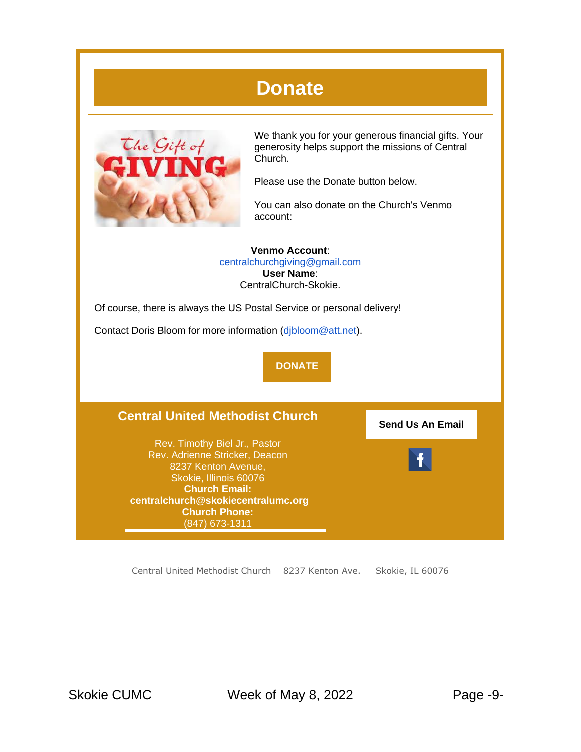# Donate

We thank you for your generous financial gifts. Your generosity helps support the missions of Central Church.

Please use the Donate button below.

You can also donate on the Church's Venmo account:

**Venmo Account**:
centralchurchgiving@gmail.com
**User Name**:
CentralChurch-Skokie.

Of course, there is always the US Postal Service or personal delivery!

Contact Doris Bloom for more information (djbloom@att.net).

**DONATE**

## Central United Methodist Church

Rev. Timothy Biel Jr., Pastor
Rev. Adrienne Stricker, Deacon
8237 Kenton Avenue,
Skokie, Illinois 60076
**Church Email:**
**centralchurch@skokiecentralumc.org**
**Church Phone:**
(847) 673-1311

**Send Us An Email**

Central United Methodist Church 8237 Kenton Ave. Skokie, IL 60076